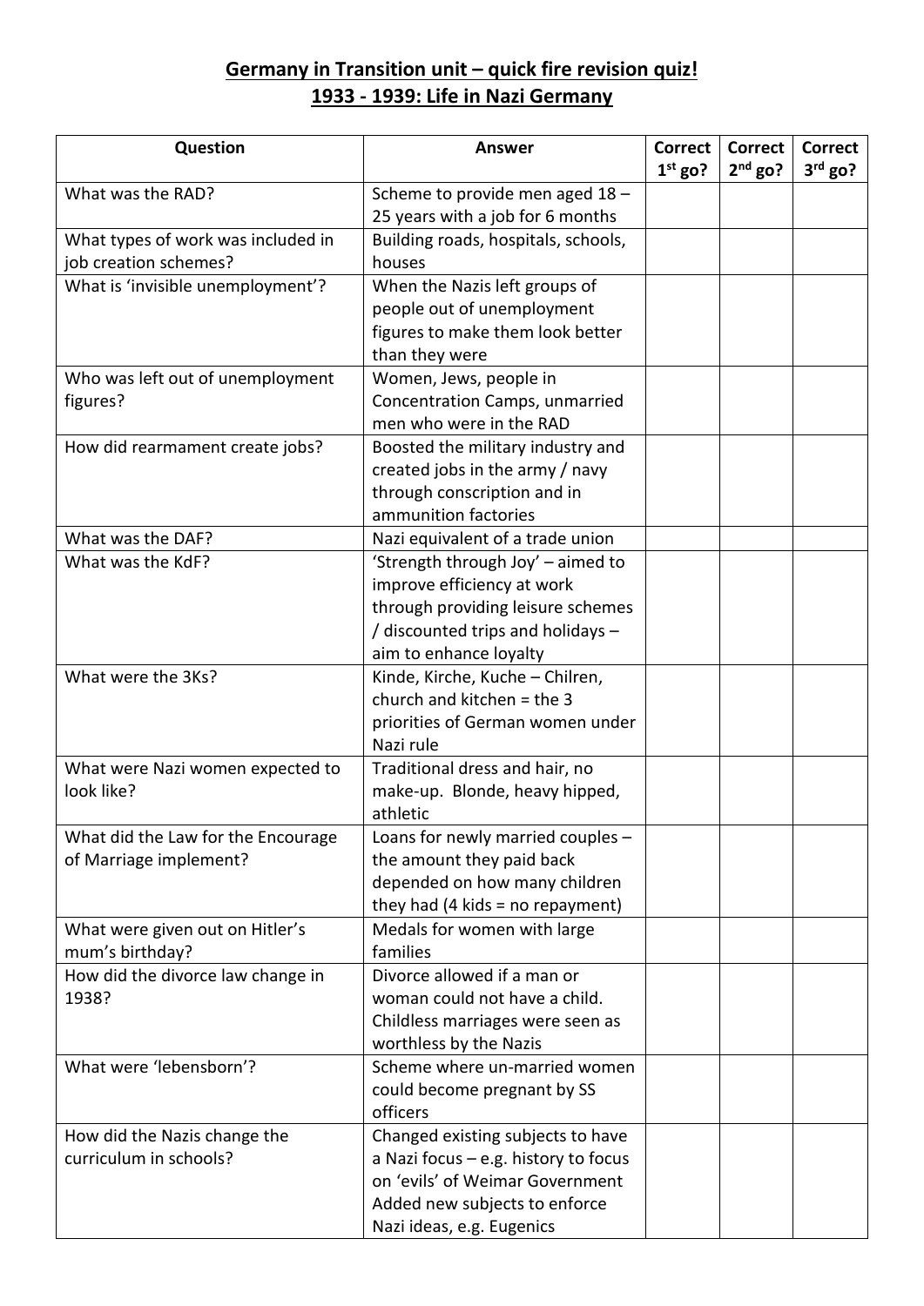# Germany in Transition unit – quick fire revision quiz!
## 1933 - 1939: Life in Nazi Germany

| Question | Answer | Correct 1st go? | Correct 2nd go? | Correct 3rd go? |
|---|---|---|---|---|
| What was the RAD? | Scheme to provide men aged 18 – 25 years with a job for 6 months | | | |
| What types of work was included in job creation schemes? | Building roads, hospitals, schools, houses | | | |
| What is 'invisible unemployment'? | When the Nazis left groups of people out of unemployment figures to make them look better than they were | | | |
| Who was left out of unemployment figures? | Women, Jews, people in Concentration Camps, unmarried men who were in the RAD | | | |
| How did rearmament create jobs? | Boosted the military industry and created jobs in the army / navy through conscription and in ammunition factories | | | |
| What was the DAF? | Nazi equivalent of a trade union | | | |
| What was the KdF? | 'Strength through Joy' – aimed to improve efficiency at work through providing leisure schemes / discounted trips and holidays – aim to enhance loyalty | | | |
| What were the 3Ks? | Kinde, Kirche, Kuche – Chilren, church and kitchen = the 3 priorities of German women under Nazi rule | | | |
| What were Nazi women expected to look like? | Traditional dress and hair, no make-up. Blonde, heavy hipped, athletic | | | |
| What did the Law for the Encourage of Marriage implement? | Loans for newly married couples – the amount they paid back depended on how many children they had (4 kids = no repayment) | | | |
| What were given out on Hitler's mum's birthday? | Medals for women with large families | | | |
| How did the divorce law change in 1938? | Divorce allowed if a man or woman could not have a child. Childless marriages were seen as worthless by the Nazis | | | |
| What were 'lebensborn'? | Scheme where un-married women could become pregnant by SS officers | | | |
| How did the Nazis change the curriculum in schools? | Changed existing subjects to have a Nazi focus – e.g. history to focus on 'evils' of Weimar Government Added new subjects to enforce Nazi ideas, e.g. Eugenics | | | |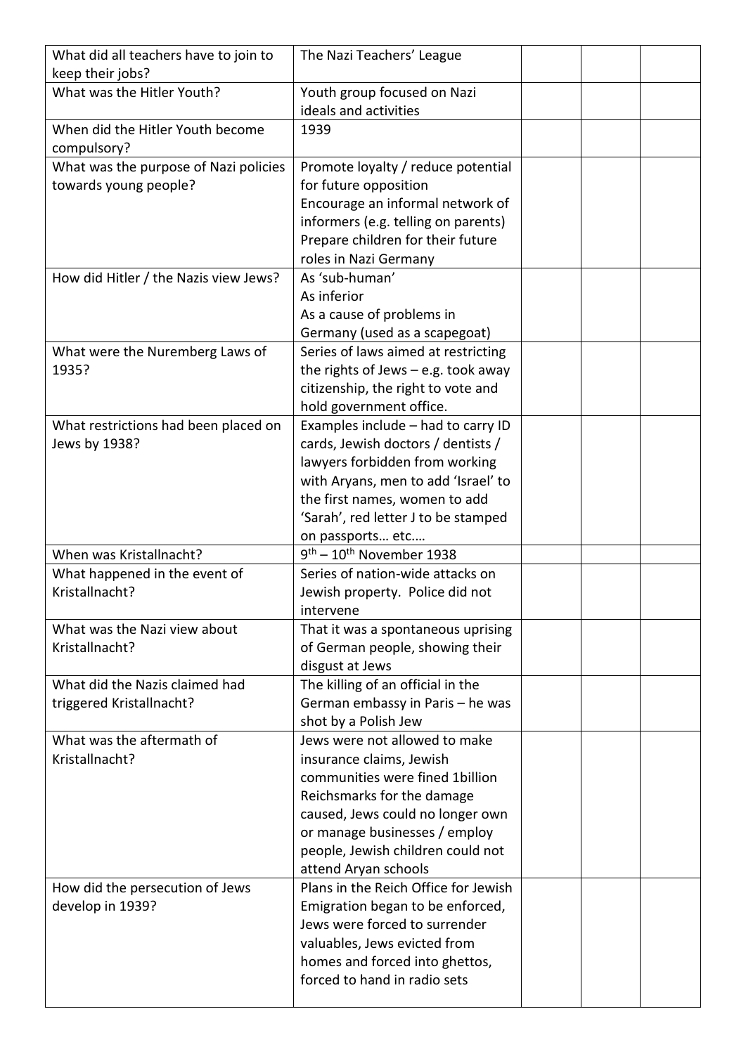| What did all teachers have to join to keep their jobs? | The Nazi Teachers' League | | | |
|---|---|---|---|---|
| What was the Hitler Youth? | Youth group focused on Nazi ideals and activities | | | |
| When did the Hitler Youth become compulsory? | 1939 | | | |
| What was the purpose of Nazi policies towards young people? | Promote loyalty / reduce potential for future opposition<br>Encourage an informal network of informers (e.g. telling on parents)<br>Prepare children for their future roles in Nazi Germany | | | |
| How did Hitler / the Nazis view Jews? | As 'sub-human'<br>As inferior<br>As a cause of problems in Germany (used as a scapegoat) | | | |
| What were the Nuremberg Laws of 1935? | Series of laws aimed at restricting the rights of Jews – e.g. took away citizenship, the right to vote and hold government office. | | | |
| What restrictions had been placed on Jews by 1938? | Examples include – had to carry ID cards, Jewish doctors / dentists / lawyers forbidden from working with Aryans, men to add 'Israel' to the first names, women to add 'Sarah', red letter J to be stamped on passports… etc.… | | | |
| When was Kristallnacht? | 9th – 10th November 1938 | | | |
| What happened in the event of Kristallnacht? | Series of nation-wide attacks on Jewish property. Police did not intervene | | | |
| What was the Nazi view about Kristallnacht? | That it was a spontaneous uprising of German people, showing their disgust at Jews | | | |
| What did the Nazis claimed had triggered Kristallnacht? | The killing of an official in the German embassy in Paris – he was shot by a Polish Jew | | | |
| What was the aftermath of Kristallnacht? | Jews were not allowed to make insurance claims, Jewish communities were fined 1billion Reichsmarks for the damage caused, Jews could no longer own or manage businesses / employ people, Jewish children could not attend Aryan schools | | | |
| How did the persecution of Jews develop in 1939? | Plans in the Reich Office for Jewish Emigration began to be enforced, Jews were forced to surrender valuables, Jews evicted from homes and forced into ghettos, forced to hand in radio sets | | | |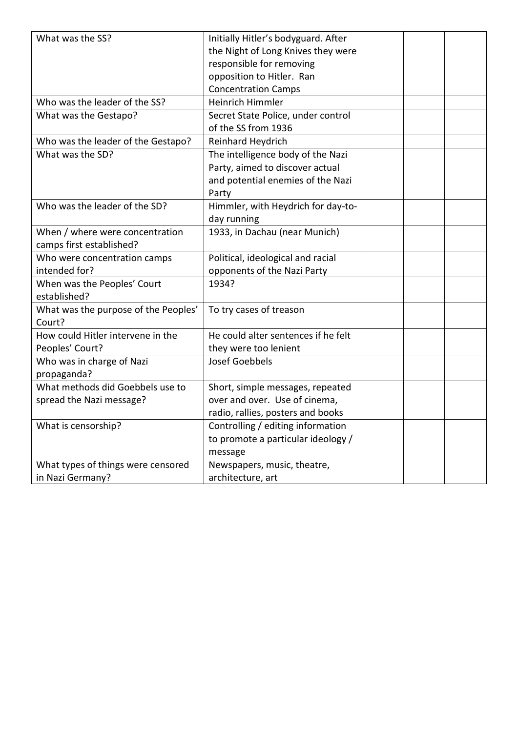| | | | | |
|---|---|---|---|---|
| What was the SS? | Initially Hitler's bodyguard. After the Night of Long Knives they were responsible for removing opposition to Hitler. Ran Concentration Camps | | | |
| Who was the leader of the SS? | Heinrich Himmler | | | |
| What was the Gestapo? | Secret State Police, under control of the SS from 1936 | | | |
| Who was the leader of the Gestapo? | Reinhard Heydrich | | | |
| What was the SD? | The intelligence body of the Nazi Party, aimed to discover actual and potential enemies of the Nazi Party | | | |
| Who was the leader of the SD? | Himmler, with Heydrich for day-to-day running | | | |
| When / where were concentration camps first established? | 1933, in Dachau (near Munich) | | | |
| Who were concentration camps intended for? | Political, ideological and racial opponents of the Nazi Party | | | |
| When was the Peoples' Court established? | 1934? | | | |
| What was the purpose of the Peoples' Court? | To try cases of treason | | | |
| How could Hitler intervene in the Peoples' Court? | He could alter sentences if he felt they were too lenient | | | |
| Who was in charge of Nazi propaganda? | Josef Goebbels | | | |
| What methods did Goebbels use to spread the Nazi message? | Short, simple messages, repeated over and over. Use of cinema, radio, rallies, posters and books | | | |
| What is censorship? | Controlling / editing information to promote a particular ideology / message | | | |
| What types of things were censored in Nazi Germany? | Newspapers, music, theatre, architecture, art | | | |